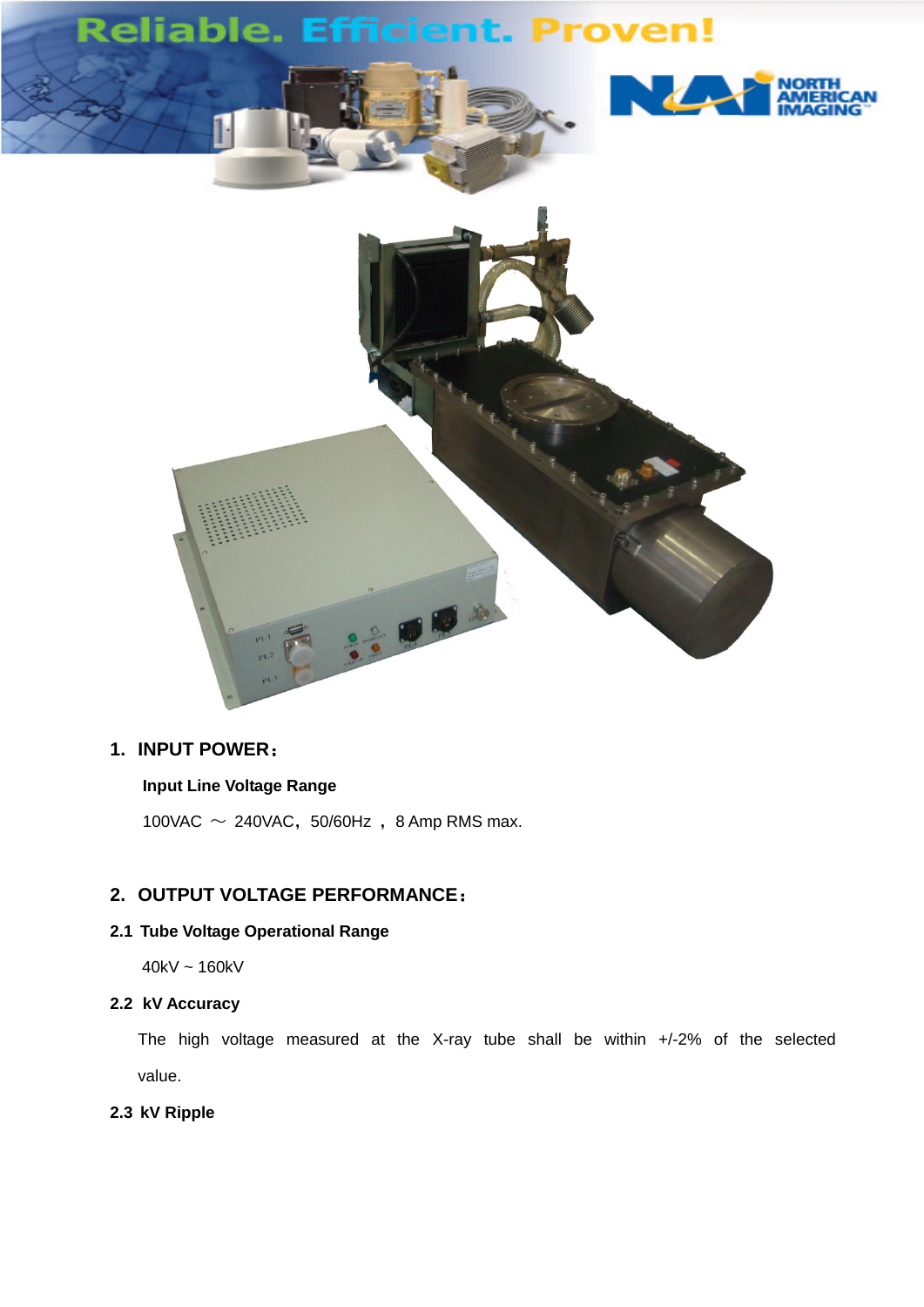Reliable. Efficient. Proven!

NORTH AMERICAN IMAGING

## 1. INPUT POWER：

**Input Line Voltage Range**

100VAC ～ 240VAC，50/60Hz ， 8 Amp RMS max.

## 2. OUTPUT VOLTAGE PERFORMANCE：

### 2.1 Tube Voltage Operational Range

40kV ~ 160kV

### 2.2 kV Accuracy

The high voltage measured at the X-ray tube shall be within +/-2% of the selected value.

### 2.3 kV Ripple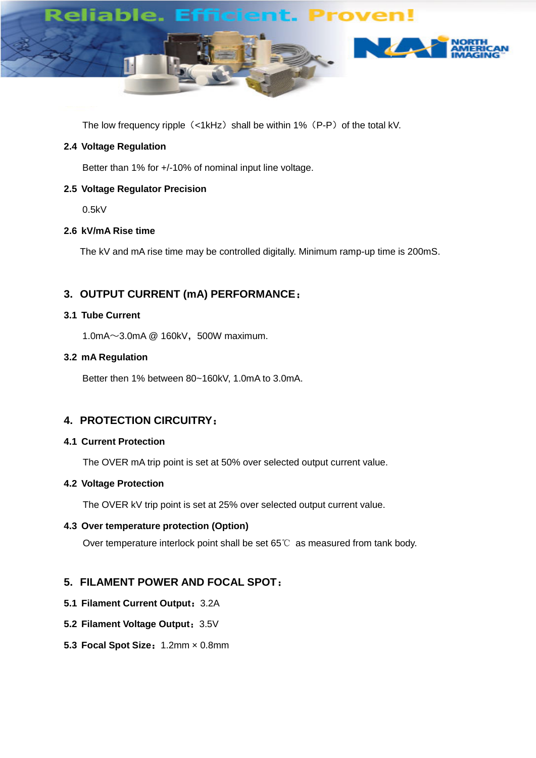The low frequency ripple（<1kHz）shall be within 1%（P-P）of the total kV.

**2.4 Voltage Regulation**

Better than 1% for +/-10% of nominal input line voltage.

**2.5 Voltage Regulator Precision**

0.5kV

**2.6 kV/mA Rise time**

The kV and mA rise time may be controlled digitally. Minimum ramp-up time is 200mS.

## 3. OUTPUT CURRENT (mA) PERFORMANCE：

**3.1 Tube Current**

1.0mA～3.0mA @ 160kV，500W maximum.

**3.2 mA Regulation**

Better then 1% between 80~160kV, 1.0mA to 3.0mA.

## 4. PROTECTION CIRCUITRY：

**4.1 Current Protection**

The OVER mA trip point is set at 50% over selected output current value.

**4.2 Voltage Protection**

The OVER kV trip point is set at 25% over selected output current value.

**4.3 Over temperature protection (Option)**

Over temperature interlock point shall be set 65℃ as measured from tank body.

## 5. FILAMENT POWER AND FOCAL SPOT：

**5.1 Filament Current Output：** 3.2A

**5.2 Filament Voltage Output：** 3.5V

**5.3 Focal Spot Size：** 1.2mm × 0.8mm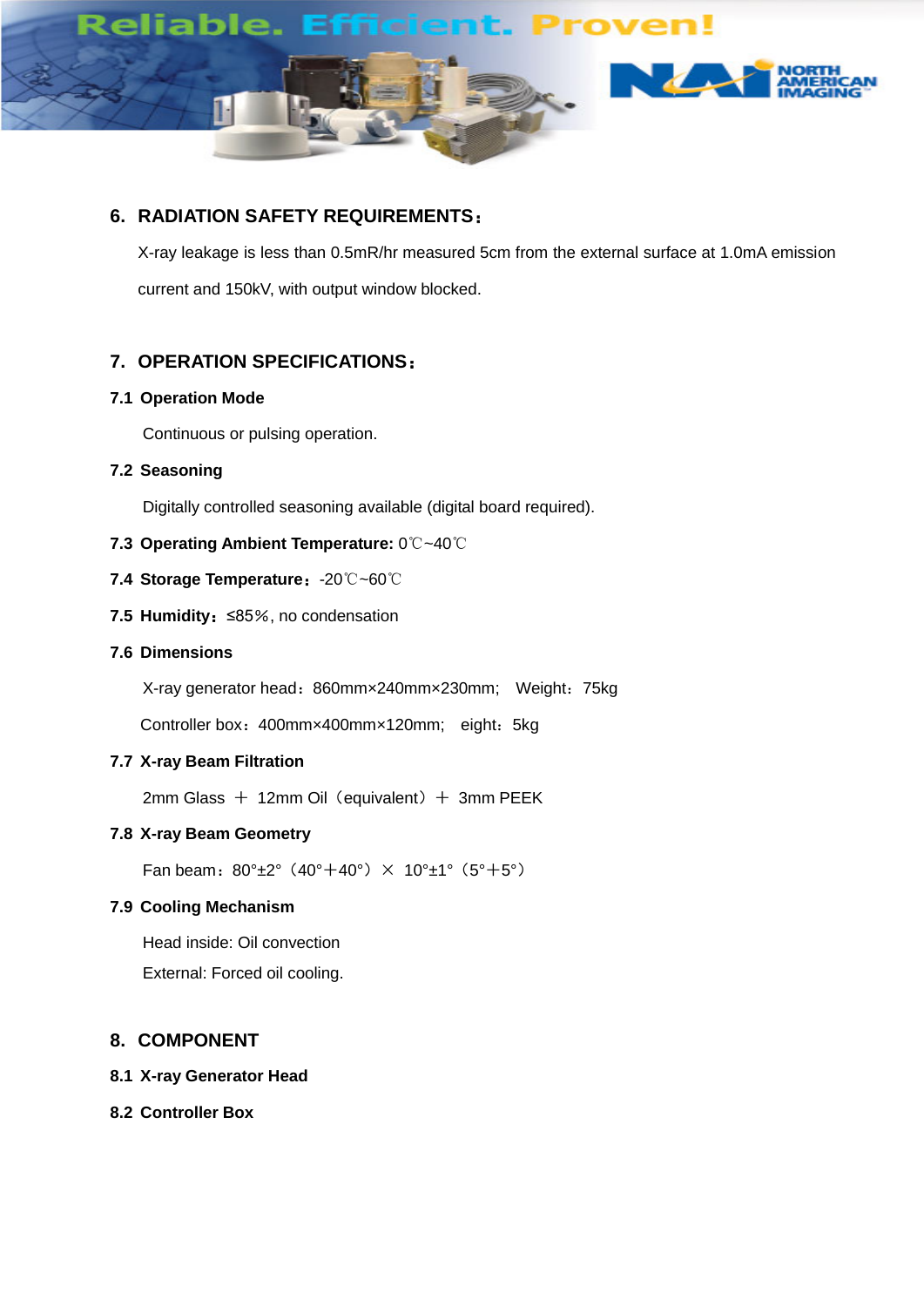## 6. RADIATION SAFETY REQUIREMENTS：

X-ray leakage is less than 0.5mR/hr measured 5cm from the external surface at 1.0mA emission current and 150kV, with output window blocked.

## 7. OPERATION SPECIFICATIONS：

### 7.1 Operation Mode

Continuous or pulsing operation.

### 7.2 Seasoning

Digitally controlled seasoning available (digital board required).

**7.3 Operating Ambient Temperature:** 0℃~40℃

**7.4 Storage Temperature：**-20℃~60℃

**7.5 Humidity：**≤85％, no condensation

### 7.6 Dimensions

X-ray generator head：860mm×240mm×230mm; Weight：75kg

Controller box：400mm×400mm×120mm; eight：5kg

### 7.7 X-ray Beam Filtration

2mm Glass ＋ 12mm Oil（equivalent）＋ 3mm PEEK

### 7.8 X-ray Beam Geometry

Fan beam：80°±2°（40°＋40°）× 10°±1°（5°＋5°）

### 7.9 Cooling Mechanism

Head inside: Oil convection

External: Forced oil cooling.

## 8. COMPONENT

### 8.1 X-ray Generator Head

### 8.2 Controller Box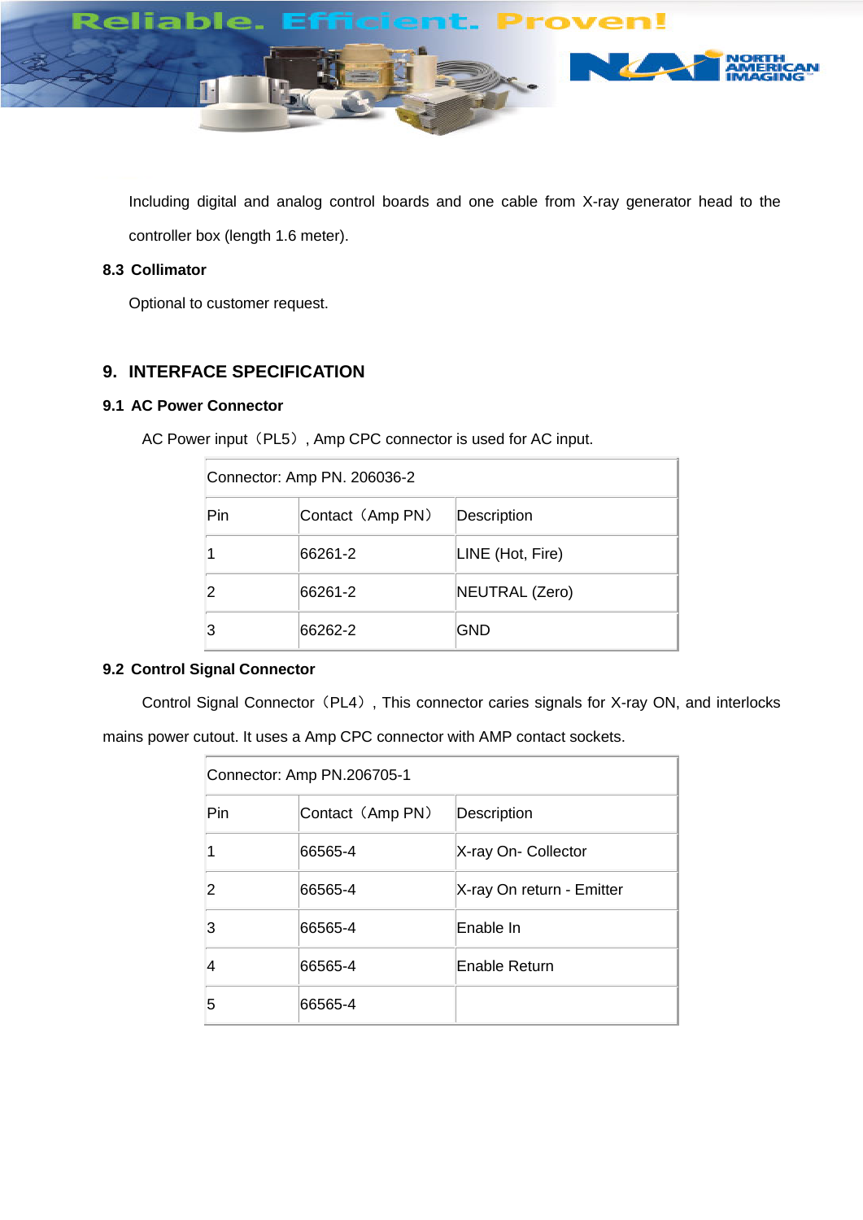Including digital and analog control boards and one cable from X-ray generator head to the controller box (length 1.6 meter).

### 8.3 Collimator

Optional to customer request.

## 9. INTERFACE SPECIFICATION

### 9.1 AC Power Connector

AC Power input（PL5）, Amp CPC connector is used for AC input.

| Connector: Amp PN. 206036-2 | | |
|---|---|---|
| Pin | Contact（Amp PN） | Description |
| 1 | 66261-2 | LINE (Hot, Fire) |
| 2 | 66261-2 | NEUTRAL (Zero) |
| 3 | 66262-2 | GND |

### 9.2 Control Signal Connector

Control Signal Connector（PL4）, This connector caries signals for X-ray ON, and interlocks mains power cutout. It uses a Amp CPC connector with AMP contact sockets.

| Connector: Amp PN.206705-1 | | |
|---|---|---|
| Pin | Contact（Amp PN） | Description |
| 1 | 66565-4 | X-ray On- Collector |
| 2 | 66565-4 | X-ray On return - Emitter |
| 3 | 66565-4 | Enable In |
| 4 | 66565-4 | Enable Return |
| 5 | 66565-4 | |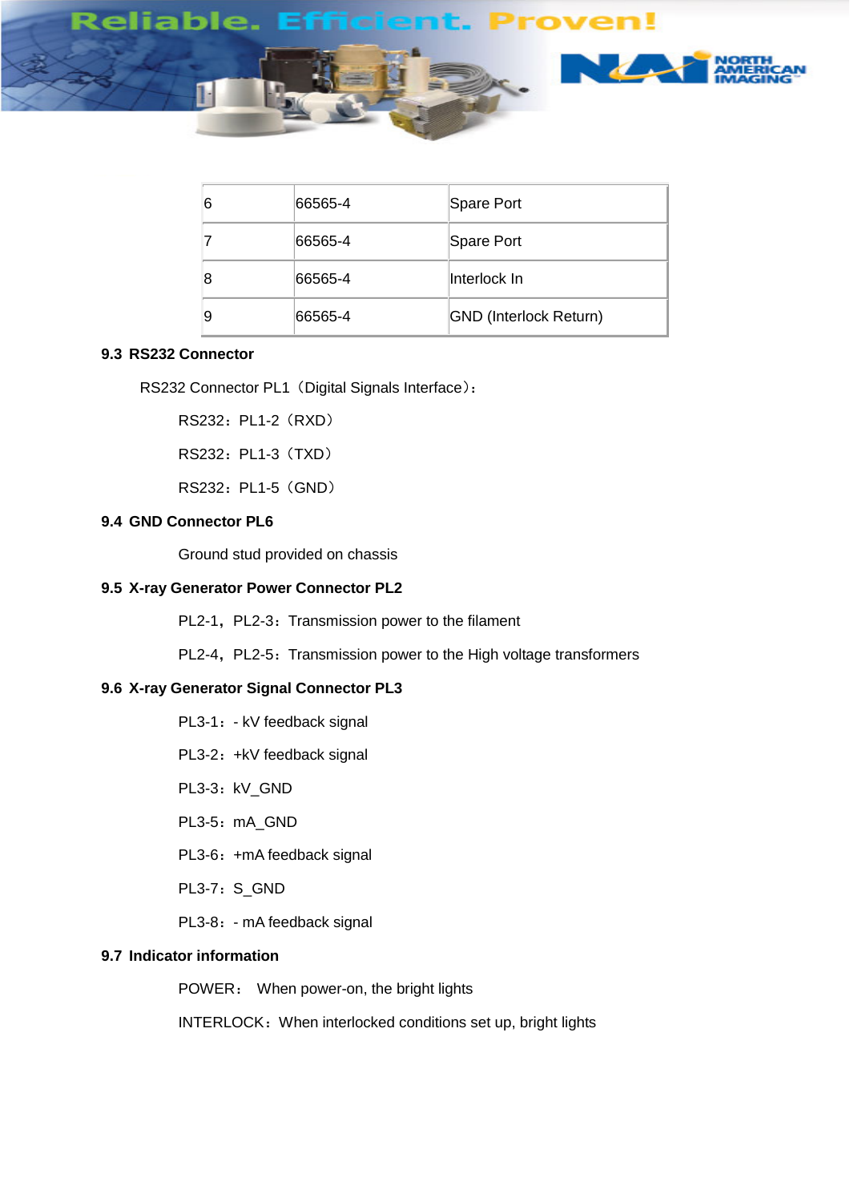| 6 | 66565-4 | Spare Port |
|---|---|---|
| 7 | 66565-4 | Spare Port |
| 8 | 66565-4 | Interlock In |
| 9 | 66565-4 | GND (Interlock Return) |

### 9.3 RS232 Connector

RS232 Connector PL1（Digital Signals Interface）:

RS232：PL1-2（RXD）

RS232：PL1-3（TXD）

RS232：PL1-5（GND）

### 9.4 GND Connector PL6

Ground stud provided on chassis

### 9.5 X-ray Generator Power Connector PL2

PL2-1，PL2-3：Transmission power to the filament

PL2-4，PL2-5：Transmission power to the High voltage transformers

### 9.6 X-ray Generator Signal Connector PL3

PL3-1：- kV feedback signal

PL3-2：+kV feedback signal

PL3-3：kV_GND

PL3-5：mA_GND

PL3-6：+mA feedback signal

PL3-7：S_GND

PL3-8：- mA feedback signal

### 9.7 Indicator information

POWER： When power-on, the bright lights

INTERLOCK：When interlocked conditions set up, bright lights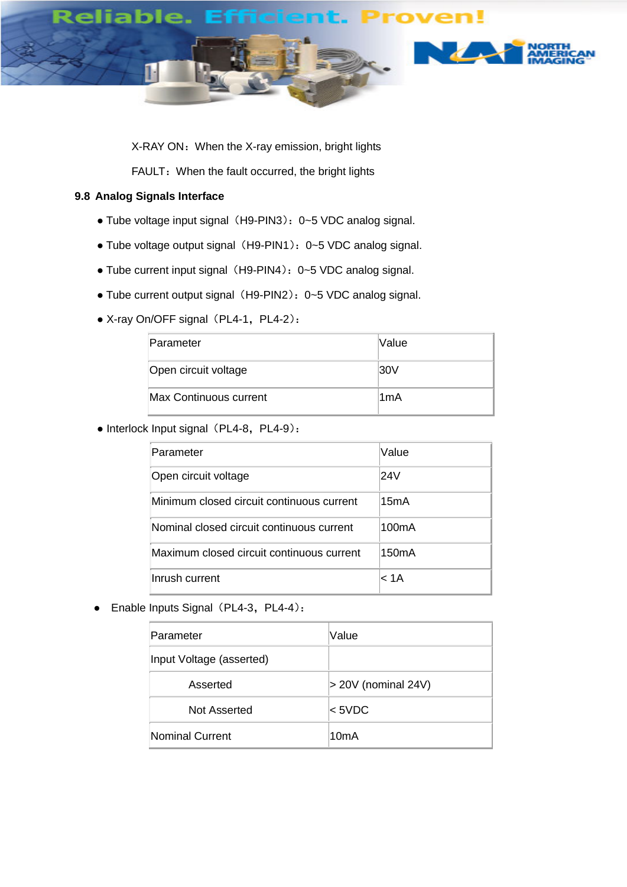X-RAY ON：When the X-ray emission, bright lights

FAULT：When the fault occurred, the bright lights

### 9.8 Analog Signals Interface

- Tube voltage input signal（H9-PIN3）：0~5 VDC analog signal.
- Tube voltage output signal（H9-PIN1）：0~5 VDC analog signal.
- Tube current input signal（H9-PIN4）：0~5 VDC analog signal.
- Tube current output signal（H9-PIN2）：0~5 VDC analog signal.
- X-ray On/OFF signal（PL4-1，PL4-2）：

| Parameter | Value |
|---|---|
| Open circuit voltage | 30V |
| Max Continuous current | 1mA |

- Interlock Input signal（PL4-8，PL4-9）：

| Parameter | Value |
|---|---|
| Open circuit voltage | 24V |
| Minimum closed circuit continuous current | 15mA |
| Nominal closed circuit continuous current | 100mA |
| Maximum closed circuit continuous current | 150mA |
| Inrush current | < 1A |

- Enable Inputs Signal（PL4-3，PL4-4）：

| Parameter | Value |
|---|---|
| Input Voltage (asserted) | |
| Asserted | > 20V (nominal 24V) |
| Not Asserted | < 5VDC |
| Nominal Current | 10mA |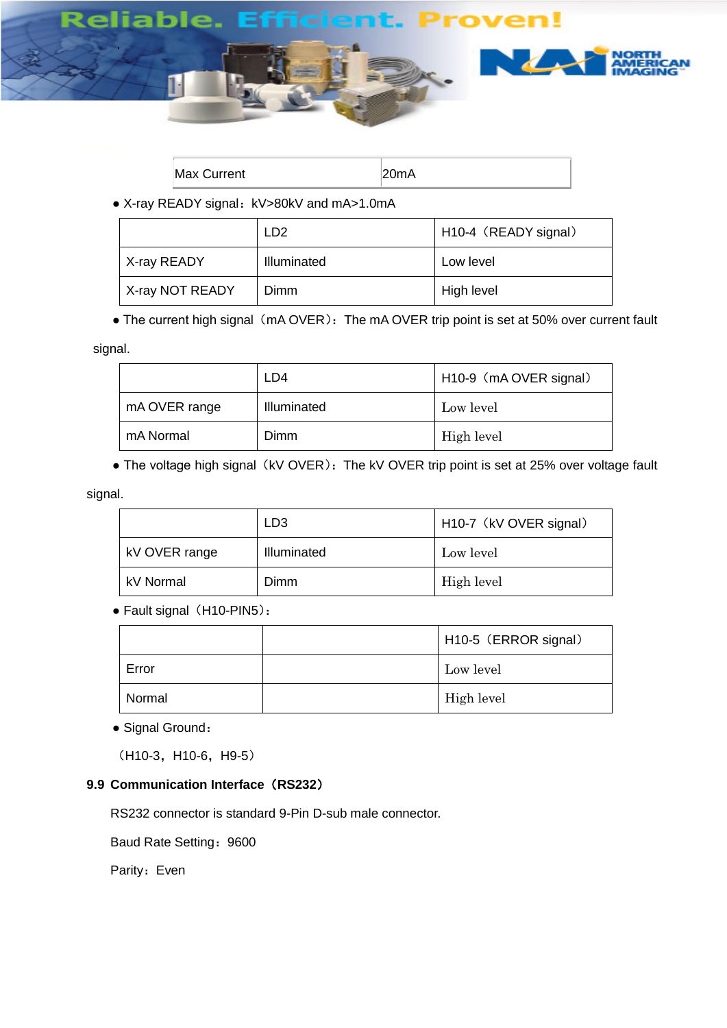| Max Current | 20mA |
|---|---|

● X-ray READY signal：kV>80kV and mA>1.0mA

| | LD2 | H10-4（READY signal） |
|---|---|---|
| X-ray READY | Illuminated | Low level |
| X-ray NOT READY | Dimm | High level |

● The current high signal（mA OVER）：The mA OVER trip point is set at 50% over current fault signal.

| | LD4 | H10-9（mA OVER signal） |
|---|---|---|
| mA OVER range | Illuminated | Low level |
| mA Normal | Dimm | High level |

● The voltage high signal（kV OVER）：The kV OVER trip point is set at 25% over voltage fault signal.

| | LD3 | H10-7（kV OVER signal） |
|---|---|---|
| kV OVER range | Illuminated | Low level |
| kV Normal | Dimm | High level |

● Fault signal（H10-PIN5）：

| | | H10-5（ERROR signal） |
|---|---|---|
| Error | | Low level |
| Normal | | High level |

● Signal Ground：

（H10-3，H10-6，H9-5）

### 9.9 Communication Interface（RS232）

RS232 connector is standard 9-Pin D-sub male connector.

Baud Rate Setting：9600

Parity：Even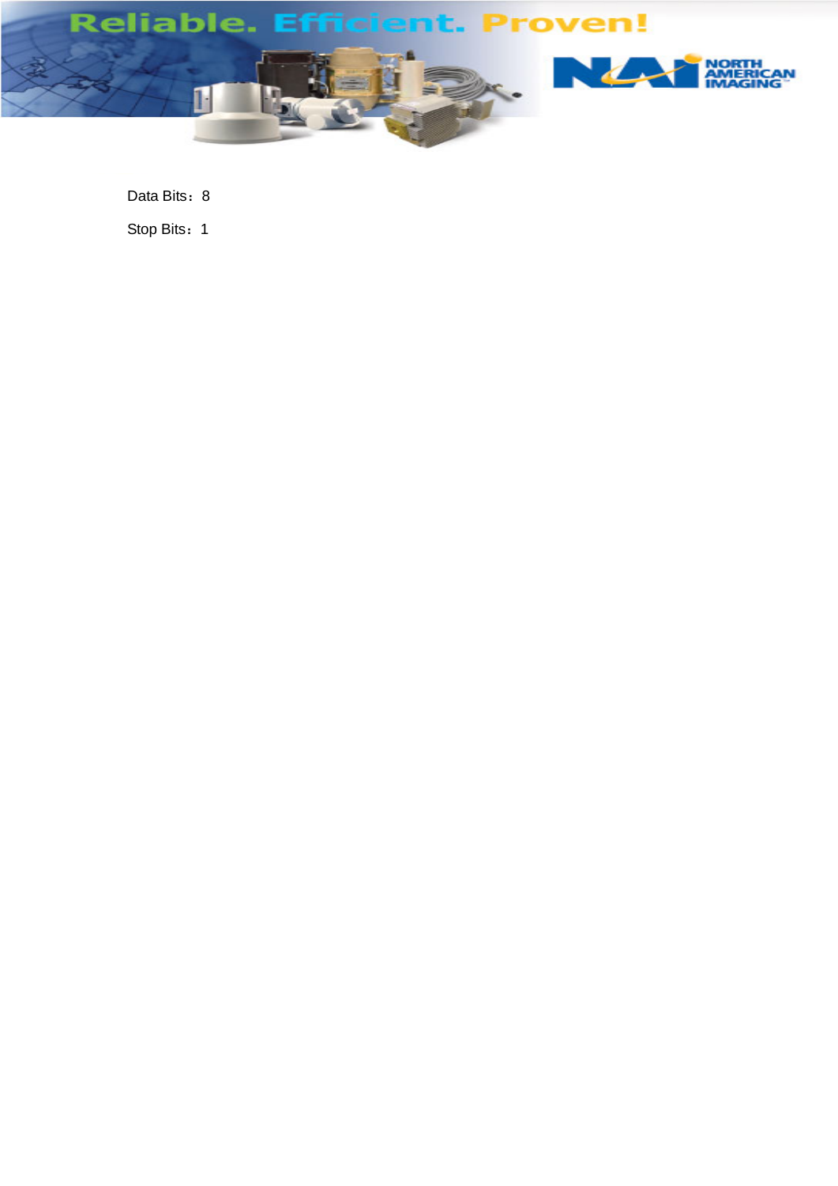Data Bits：8

Stop Bits：1